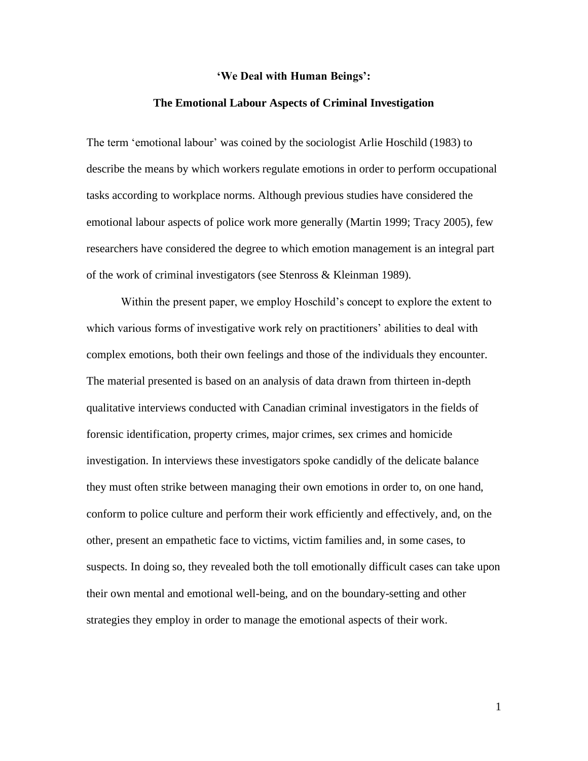# 'We Deal with Human Beings':

## The Emotional Labour Aspects of Criminal Investigation

The term 'emotional labour' was coined by the sociologist Arlie Hoschild (1983) to describe the means by which workers regulate emotions in order to perform occupational tasks according to workplace norms. Although previous studies have considered the emotional labour aspects of police work more generally (Martin 1999; Tracy 2005), few researchers have considered the degree to which emotion management is an integral part of the work of criminal investigators (see Stenross & Kleinman 1989).

Within the present paper, we employ Hoschild's concept to explore the extent to which various forms of investigative work rely on practitioners' abilities to deal with complex emotions, both their own feelings and those of the individuals they encounter. The material presented is based on an analysis of data drawn from thirteen in-depth qualitative interviews conducted with Canadian criminal investigators in the fields of forensic identification, property crimes, major crimes, sex crimes and homicide investigation. In interviews these investigators spoke candidly of the delicate balance they must often strike between managing their own emotions in order to, on one hand, conform to police culture and perform their work efficiently and effectively, and, on the other, present an empathetic face to victims, victim families and, in some cases, to suspects. In doing so, they revealed both the toll emotionally difficult cases can take upon their own mental and emotional well-being, and on the boundary-setting and other strategies they employ in order to manage the emotional aspects of their work.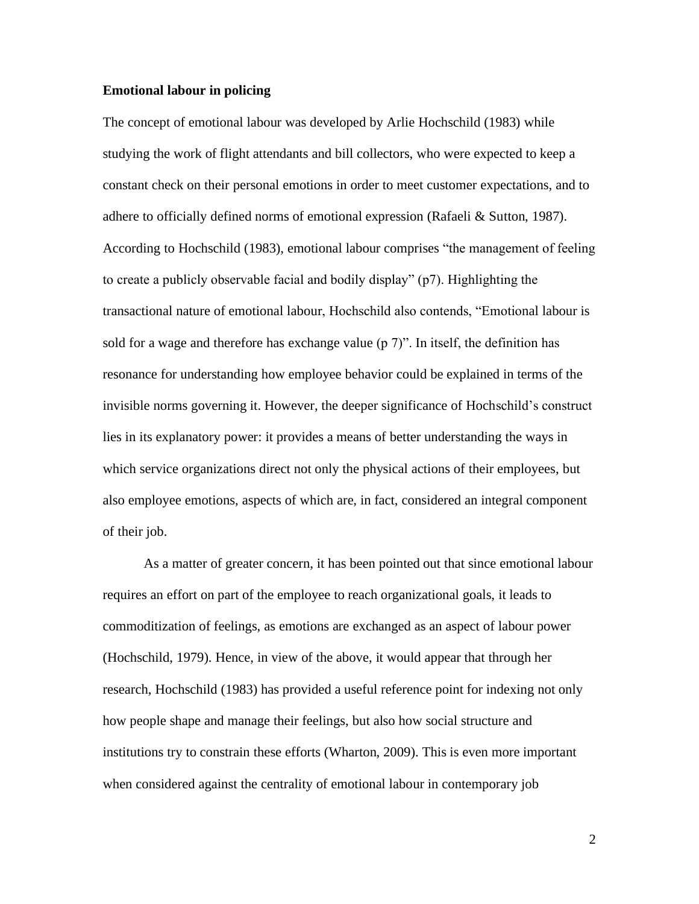**Emotional labour in policing**

The concept of emotional labour was developed by Arlie Hochschild (1983) while studying the work of flight attendants and bill collectors, who were expected to keep a constant check on their personal emotions in order to meet customer expectations, and to adhere to officially defined norms of emotional expression (Rafaeli & Sutton, 1987). According to Hochschild (1983), emotional labour comprises "the management of feeling to create a publicly observable facial and bodily display" (p7). Highlighting the transactional nature of emotional labour, Hochschild also contends, "Emotional labour is sold for a wage and therefore has exchange value (p 7)". In itself, the definition has resonance for understanding how employee behavior could be explained in terms of the invisible norms governing it. However, the deeper significance of Hochschild's construct lies in its explanatory power: it provides a means of better understanding the ways in which service organizations direct not only the physical actions of their employees, but also employee emotions, aspects of which are, in fact, considered an integral component of their job.

As a matter of greater concern, it has been pointed out that since emotional labour requires an effort on part of the employee to reach organizational goals, it leads to commoditization of feelings, as emotions are exchanged as an aspect of labour power (Hochschild, 1979). Hence, in view of the above, it would appear that through her research, Hochschild (1983) has provided a useful reference point for indexing not only how people shape and manage their feelings, but also how social structure and institutions try to constrain these efforts (Wharton, 2009). This is even more important when considered against the centrality of emotional labour in contemporary job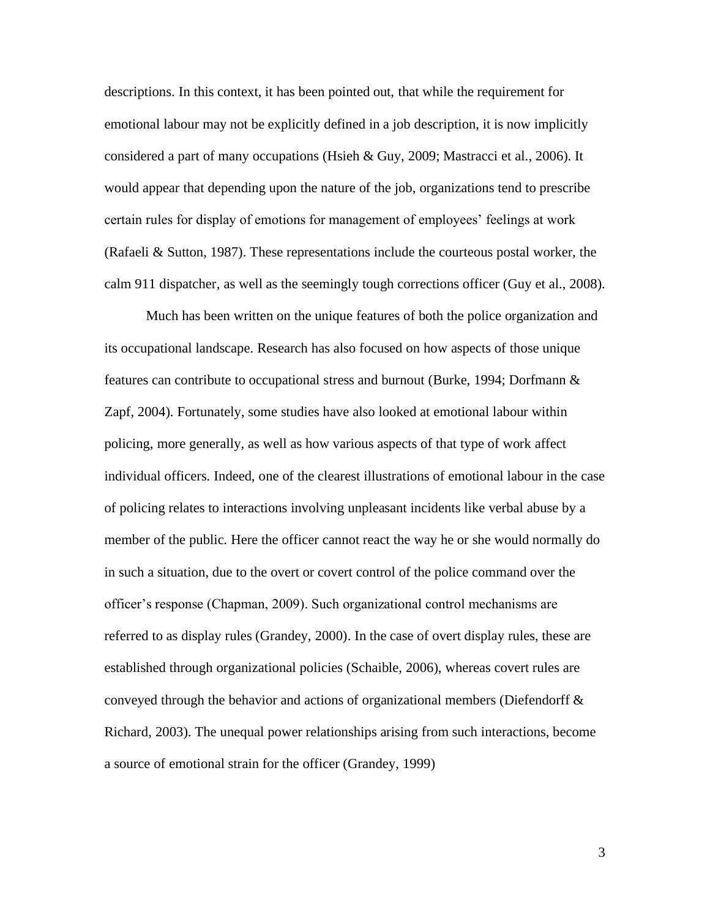descriptions. In this context, it has been pointed out, that while the requirement for emotional labour may not be explicitly defined in a job description, it is now implicitly considered a part of many occupations (Hsieh & Guy, 2009; Mastracci et al., 2006). It would appear that depending upon the nature of the job, organizations tend to prescribe certain rules for display of emotions for management of employees' feelings at work (Rafaeli & Sutton, 1987). These representations include the courteous postal worker, the calm 911 dispatcher, as well as the seemingly tough corrections officer (Guy et al., 2008).

Much has been written on the unique features of both the police organization and its occupational landscape. Research has also focused on how aspects of those unique features can contribute to occupational stress and burnout (Burke, 1994; Dorfmann & Zapf, 2004). Fortunately, some studies have also looked at emotional labour within policing, more generally, as well as how various aspects of that type of work affect individual officers. Indeed, one of the clearest illustrations of emotional labour in the case of policing relates to interactions involving unpleasant incidents like verbal abuse by a member of the public. Here the officer cannot react the way he or she would normally do in such a situation, due to the overt or covert control of the police command over the officer's response (Chapman, 2009). Such organizational control mechanisms are referred to as display rules (Grandey, 2000). In the case of overt display rules, these are established through organizational policies (Schaible, 2006), whereas covert rules are conveyed through the behavior and actions of organizational members (Diefendorff & Richard, 2003). The unequal power relationships arising from such interactions, become a source of emotional strain for the officer (Grandey, 1999)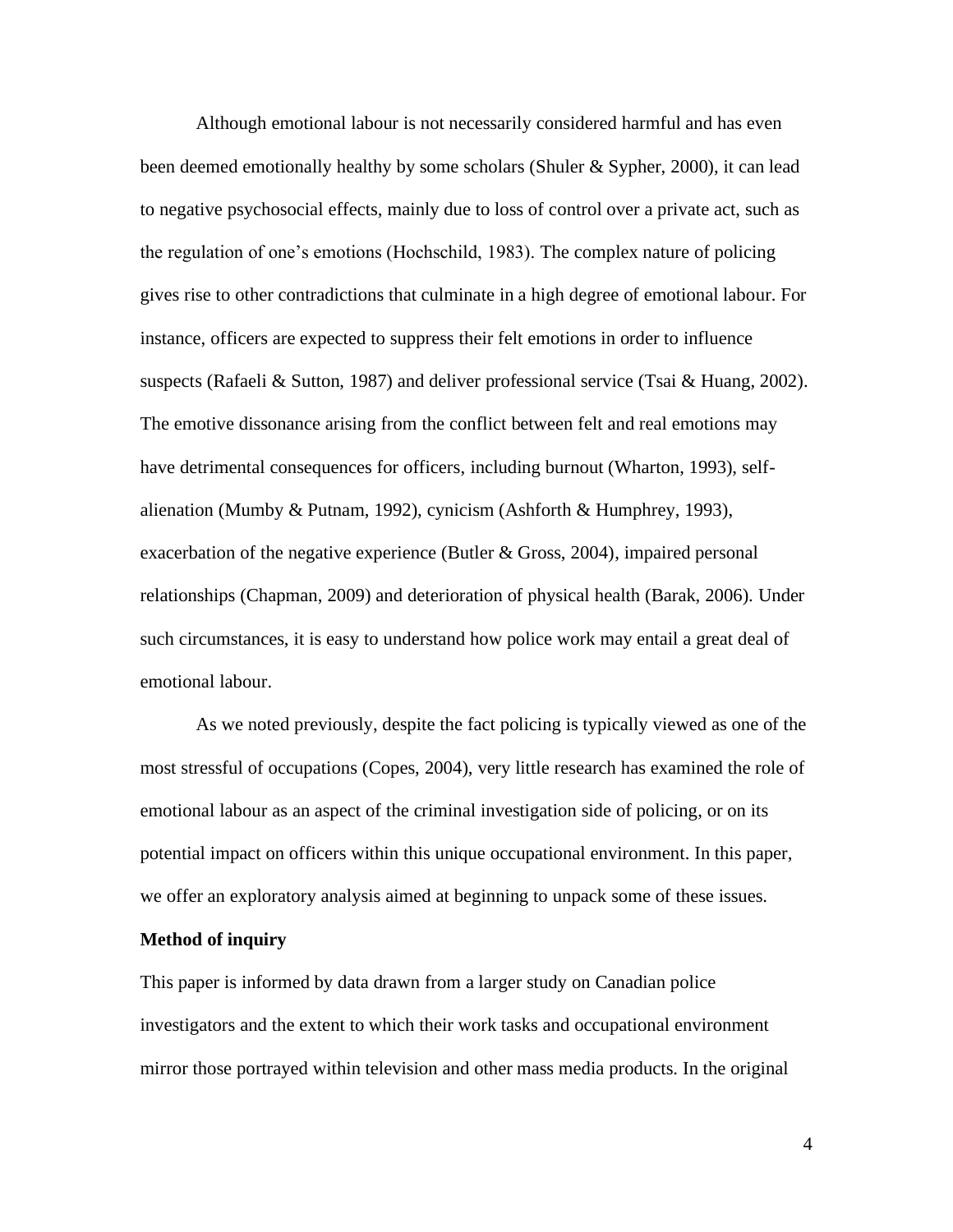Although emotional labour is not necessarily considered harmful and has even been deemed emotionally healthy by some scholars (Shuler & Sypher, 2000), it can lead to negative psychosocial effects, mainly due to loss of control over a private act, such as the regulation of one's emotions (Hochschild, 1983). The complex nature of policing gives rise to other contradictions that culminate in a high degree of emotional labour. For instance, officers are expected to suppress their felt emotions in order to influence suspects (Rafaeli & Sutton, 1987) and deliver professional service (Tsai & Huang, 2002). The emotive dissonance arising from the conflict between felt and real emotions may have detrimental consequences for officers, including burnout (Wharton, 1993), self-alienation (Mumby & Putnam, 1992), cynicism (Ashforth & Humphrey, 1993), exacerbation of the negative experience (Butler & Gross, 2004), impaired personal relationships (Chapman, 2009) and deterioration of physical health (Barak, 2006). Under such circumstances, it is easy to understand how police work may entail a great deal of emotional labour.

As we noted previously, despite the fact policing is typically viewed as one of the most stressful of occupations (Copes, 2004), very little research has examined the role of emotional labour as an aspect of the criminal investigation side of policing, or on its potential impact on officers within this unique occupational environment. In this paper, we offer an exploratory analysis aimed at beginning to unpack some of these issues.

**Method of inquiry**

This paper is informed by data drawn from a larger study on Canadian police investigators and the extent to which their work tasks and occupational environment mirror those portrayed within television and other mass media products. In the original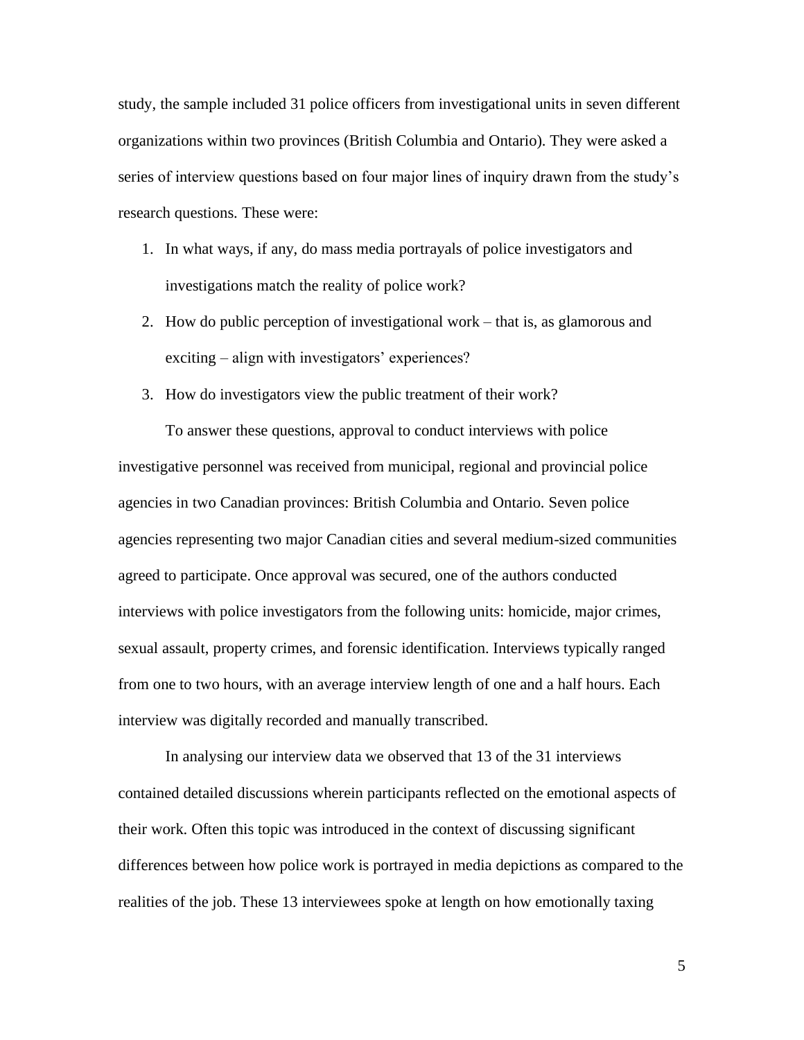study, the sample included 31 police officers from investigational units in seven different organizations within two provinces (British Columbia and Ontario). They were asked a series of interview questions based on four major lines of inquiry drawn from the study's research questions. These were:

1. In what ways, if any, do mass media portrayals of police investigators and investigations match the reality of police work?
2. How do public perception of investigational work – that is, as glamorous and exciting – align with investigators' experiences?
3. How do investigators view the public treatment of their work?

To answer these questions, approval to conduct interviews with police investigative personnel was received from municipal, regional and provincial police agencies in two Canadian provinces: British Columbia and Ontario. Seven police agencies representing two major Canadian cities and several medium-sized communities agreed to participate. Once approval was secured, one of the authors conducted interviews with police investigators from the following units: homicide, major crimes, sexual assault, property crimes, and forensic identification. Interviews typically ranged from one to two hours, with an average interview length of one and a half hours. Each interview was digitally recorded and manually transcribed.

In analysing our interview data we observed that 13 of the 31 interviews contained detailed discussions wherein participants reflected on the emotional aspects of their work. Often this topic was introduced in the context of discussing significant differences between how police work is portrayed in media depictions as compared to the realities of the job. These 13 interviewees spoke at length on how emotionally taxing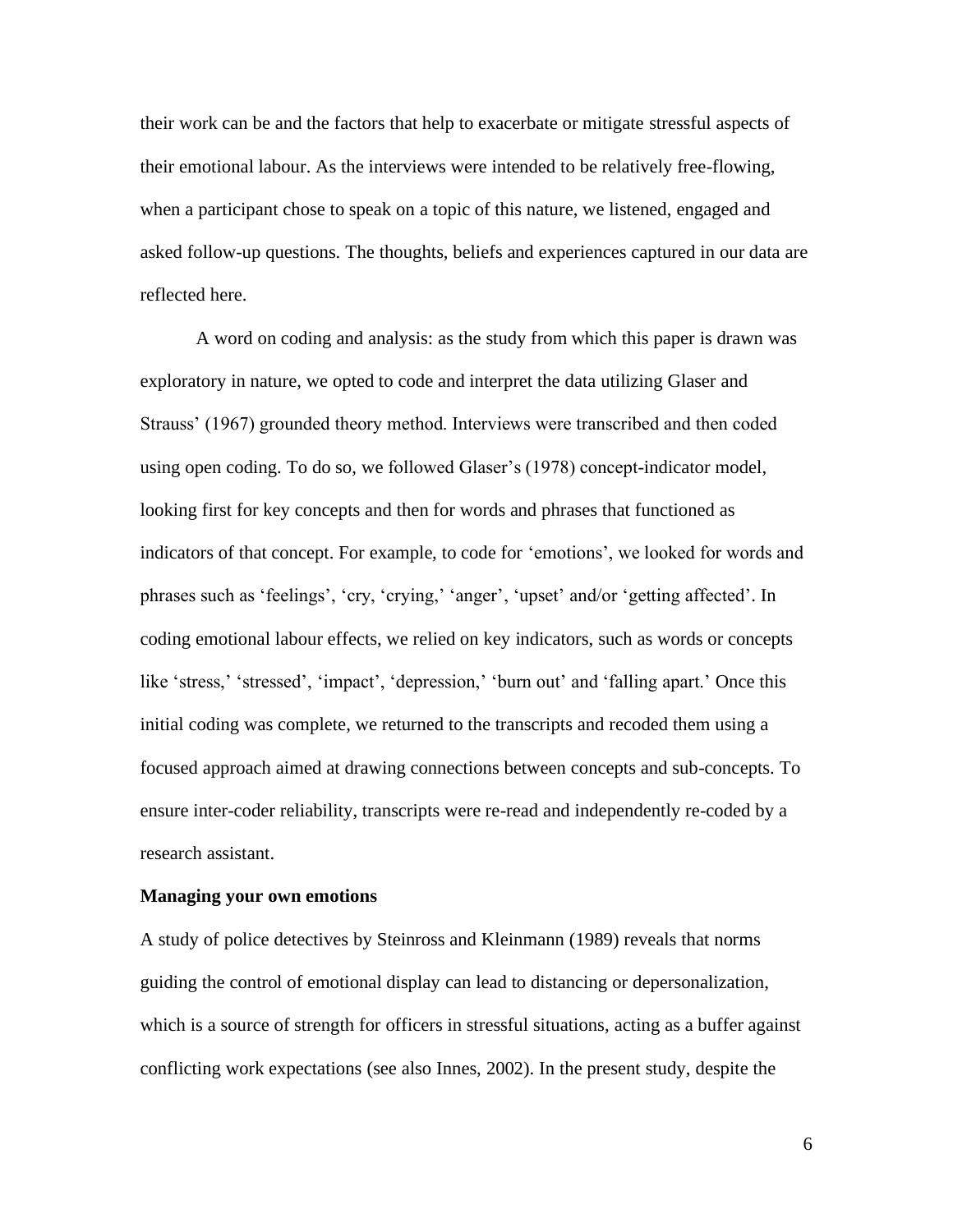their work can be and the factors that help to exacerbate or mitigate stressful aspects of their emotional labour. As the interviews were intended to be relatively free-flowing, when a participant chose to speak on a topic of this nature, we listened, engaged and asked follow-up questions. The thoughts, beliefs and experiences captured in our data are reflected here.

A word on coding and analysis: as the study from which this paper is drawn was exploratory in nature, we opted to code and interpret the data utilizing Glaser and Strauss' (1967) grounded theory method. Interviews were transcribed and then coded using open coding. To do so, we followed Glaser's (1978) concept-indicator model, looking first for key concepts and then for words and phrases that functioned as indicators of that concept. For example, to code for 'emotions', we looked for words and phrases such as 'feelings', 'cry, 'crying,' 'anger', 'upset' and/or 'getting affected'. In coding emotional labour effects, we relied on key indicators, such as words or concepts like 'stress,' 'stressed', 'impact', 'depression,' 'burn out' and 'falling apart.' Once this initial coding was complete, we returned to the transcripts and recoded them using a focused approach aimed at drawing connections between concepts and sub-concepts. To ensure inter-coder reliability, transcripts were re-read and independently re-coded by a research assistant.

**Managing your own emotions**

A study of police detectives by Steinross and Kleinmann (1989) reveals that norms guiding the control of emotional display can lead to distancing or depersonalization, which is a source of strength for officers in stressful situations, acting as a buffer against conflicting work expectations (see also Innes, 2002). In the present study, despite the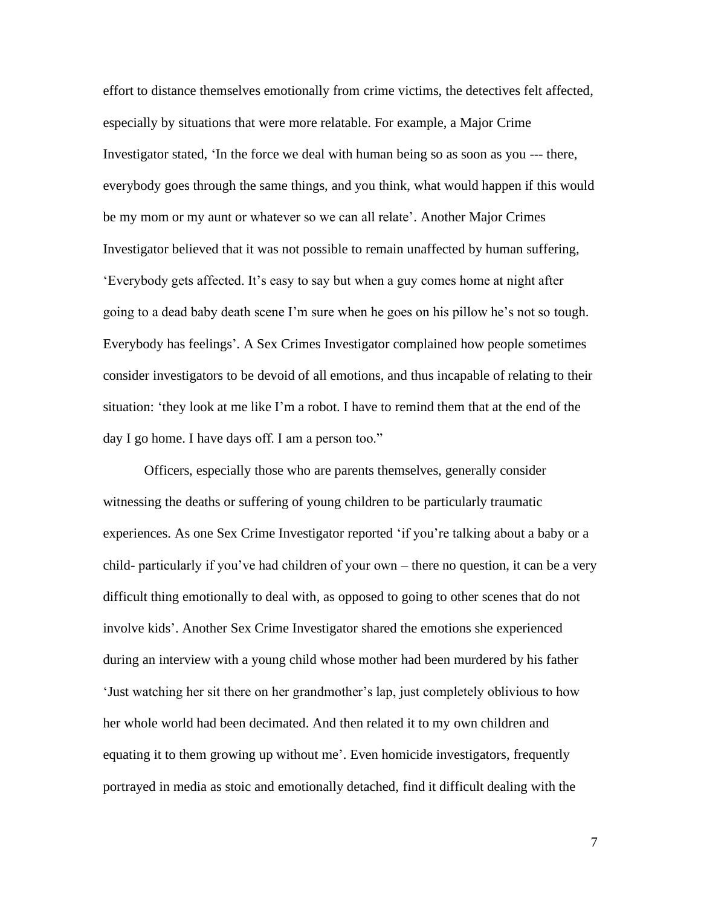effort to distance themselves emotionally from crime victims, the detectives felt affected, especially by situations that were more relatable. For example, a Major Crime Investigator stated, 'In the force we deal with human being so as soon as you --- there, everybody goes through the same things, and you think, what would happen if this would be my mom or my aunt or whatever so we can all relate'. Another Major Crimes Investigator believed that it was not possible to remain unaffected by human suffering, 'Everybody gets affected. It's easy to say but when a guy comes home at night after going to a dead baby death scene I'm sure when he goes on his pillow he's not so tough. Everybody has feelings'. A Sex Crimes Investigator complained how people sometimes consider investigators to be devoid of all emotions, and thus incapable of relating to their situation: 'they look at me like I'm a robot. I have to remind them that at the end of the day I go home. I have days off. I am a person too."

Officers, especially those who are parents themselves, generally consider witnessing the deaths or suffering of young children to be particularly traumatic experiences. As one Sex Crime Investigator reported 'if you're talking about a baby or a child- particularly if you've had children of your own – there no question, it can be a very difficult thing emotionally to deal with, as opposed to going to other scenes that do not involve kids'. Another Sex Crime Investigator shared the emotions she experienced during an interview with a young child whose mother had been murdered by his father 'Just watching her sit there on her grandmother's lap, just completely oblivious to how her whole world had been decimated. And then related it to my own children and equating it to them growing up without me'. Even homicide investigators, frequently portrayed in media as stoic and emotionally detached, find it difficult dealing with the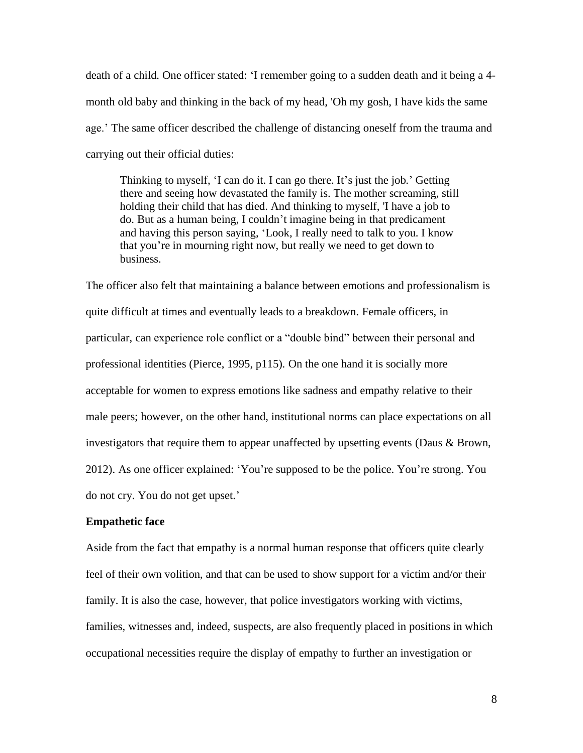death of a child. One officer stated: 'I remember going to a sudden death and it being a 4-month old baby and thinking in the back of my head, 'Oh my gosh, I have kids the same age.' The same officer described the challenge of distancing oneself from the trauma and carrying out their official duties:

> Thinking to myself, 'I can do it. I can go there. It's just the job.' Getting there and seeing how devastated the family is. The mother screaming, still holding their child that has died. And thinking to myself, 'I have a job to do. But as a human being, I couldn't imagine being in that predicament and having this person saying, 'Look, I really need to talk to you. I know that you're in mourning right now, but really we need to get down to business.

The officer also felt that maintaining a balance between emotions and professionalism is quite difficult at times and eventually leads to a breakdown. Female officers, in particular, can experience role conflict or a "double bind" between their personal and professional identities (Pierce, 1995, p115). On the one hand it is socially more acceptable for women to express emotions like sadness and empathy relative to their male peers; however, on the other hand, institutional norms can place expectations on all investigators that require them to appear unaffected by upsetting events (Daus & Brown, 2012). As one officer explained: 'You're supposed to be the police. You're strong. You do not cry. You do not get upset.'

**Empathetic face**

Aside from the fact that empathy is a normal human response that officers quite clearly feel of their own volition, and that can be used to show support for a victim and/or their family. It is also the case, however, that police investigators working with victims, families, witnesses and, indeed, suspects, are also frequently placed in positions in which occupational necessities require the display of empathy to further an investigation or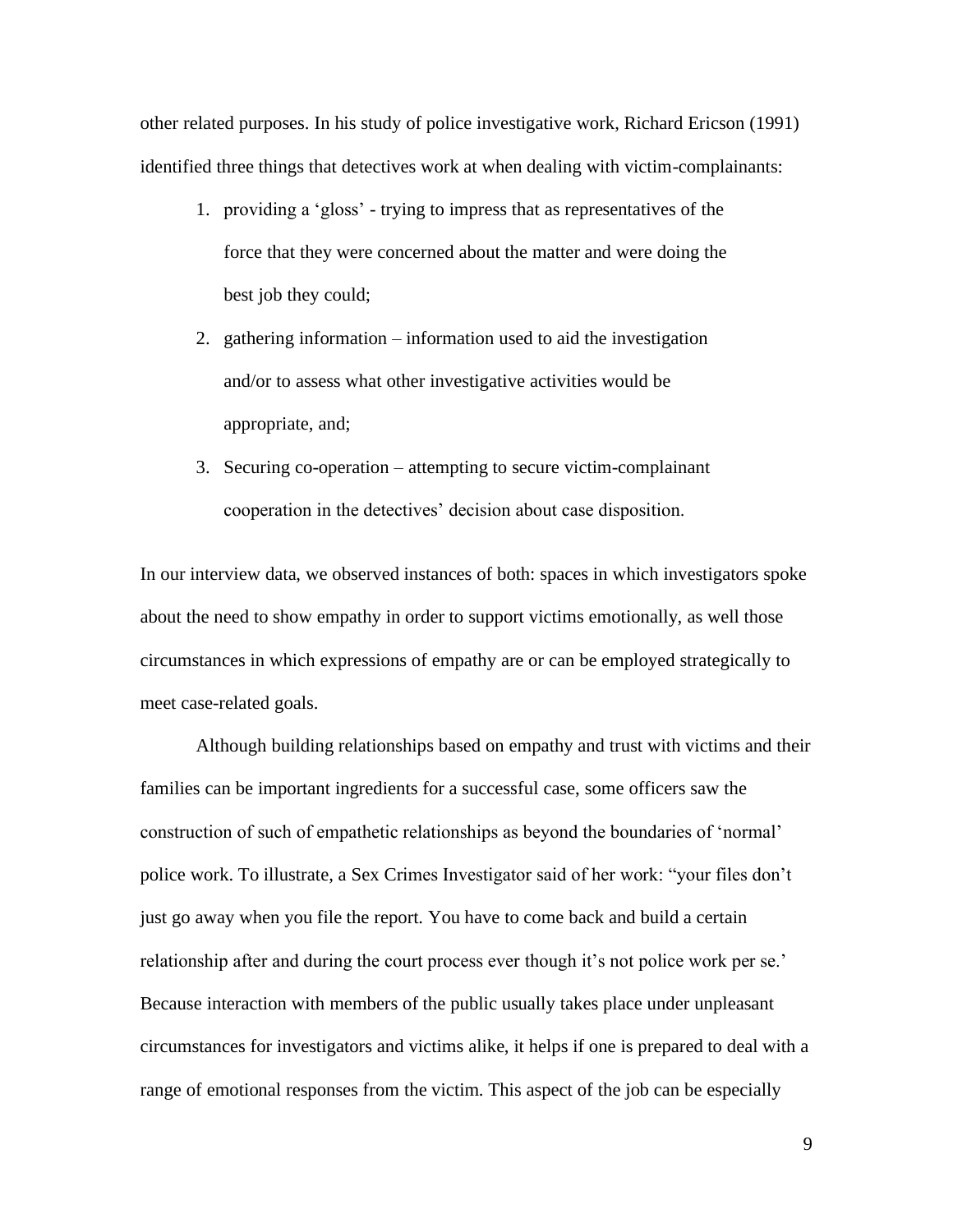other related purposes. In his study of police investigative work, Richard Ericson (1991) identified three things that detectives work at when dealing with victim-complainants:

1. providing a 'gloss' - trying to impress that as representatives of the force that they were concerned about the matter and were doing the best job they could;
2. gathering information – information used to aid the investigation and/or to assess what other investigative activities would be appropriate, and;
3. Securing co-operation – attempting to secure victim-complainant cooperation in the detectives' decision about case disposition.

In our interview data, we observed instances of both: spaces in which investigators spoke about the need to show empathy in order to support victims emotionally, as well those circumstances in which expressions of empathy are or can be employed strategically to meet case-related goals.

Although building relationships based on empathy and trust with victims and their families can be important ingredients for a successful case, some officers saw the construction of such of empathetic relationships as beyond the boundaries of 'normal' police work. To illustrate, a Sex Crimes Investigator said of her work: "your files don't just go away when you file the report. You have to come back and build a certain relationship after and during the court process ever though it's not police work per se.' Because interaction with members of the public usually takes place under unpleasant circumstances for investigators and victims alike, it helps if one is prepared to deal with a range of emotional responses from the victim. This aspect of the job can be especially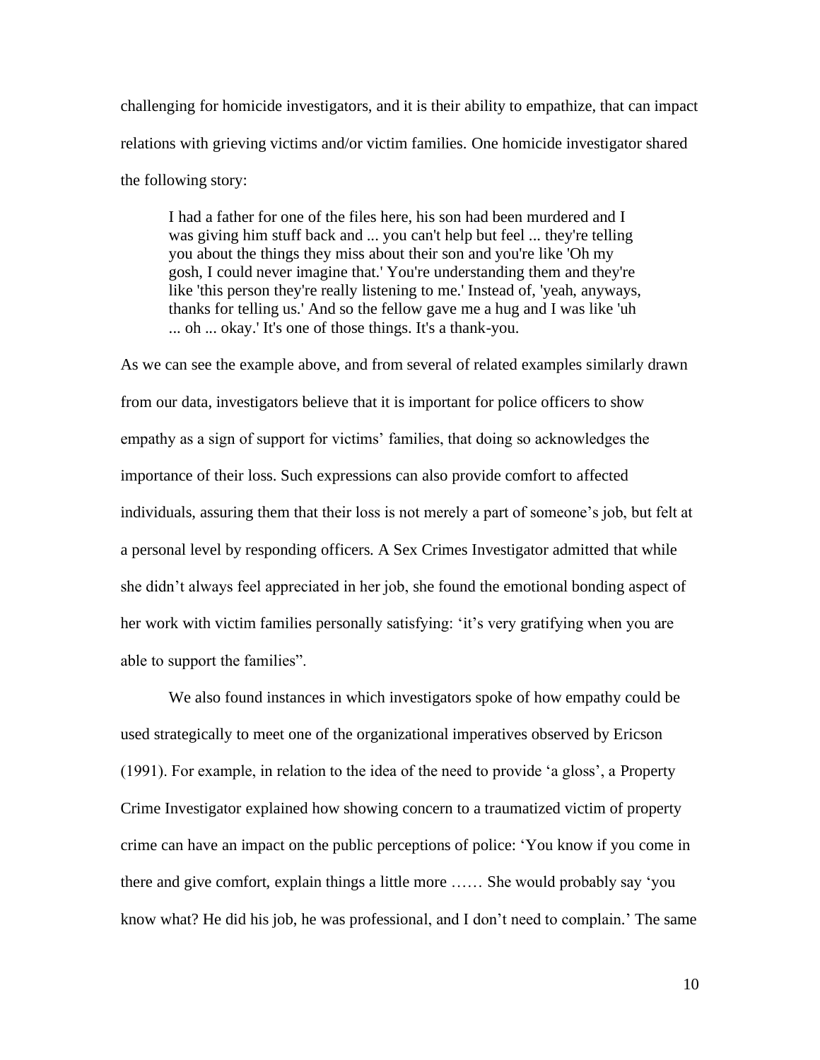challenging for homicide investigators, and it is their ability to empathize, that can impact relations with grieving victims and/or victim families. One homicide investigator shared the following story:

> I had a father for one of the files here, his son had been murdered and I was giving him stuff back and ... you can't help but feel ... they're telling you about the things they miss about their son and you're like 'Oh my gosh, I could never imagine that.' You're understanding them and they're like 'this person they're really listening to me.' Instead of, 'yeah, anyways, thanks for telling us.' And so the fellow gave me a hug and I was like 'uh ... oh ... okay.' It's one of those things. It's a thank-you.

As we can see the example above, and from several of related examples similarly drawn from our data, investigators believe that it is important for police officers to show empathy as a sign of support for victims' families, that doing so acknowledges the importance of their loss. Such expressions can also provide comfort to affected individuals, assuring them that their loss is not merely a part of someone's job, but felt at a personal level by responding officers. A Sex Crimes Investigator admitted that while she didn't always feel appreciated in her job, she found the emotional bonding aspect of her work with victim families personally satisfying: 'it's very gratifying when you are able to support the families".

We also found instances in which investigators spoke of how empathy could be used strategically to meet one of the organizational imperatives observed by Ericson (1991). For example, in relation to the idea of the need to provide 'a gloss', a Property Crime Investigator explained how showing concern to a traumatized victim of property crime can have an impact on the public perceptions of police: 'You know if you come in there and give comfort, explain things a little more …… She would probably say 'you know what? He did his job, he was professional, and I don't need to complain.' The same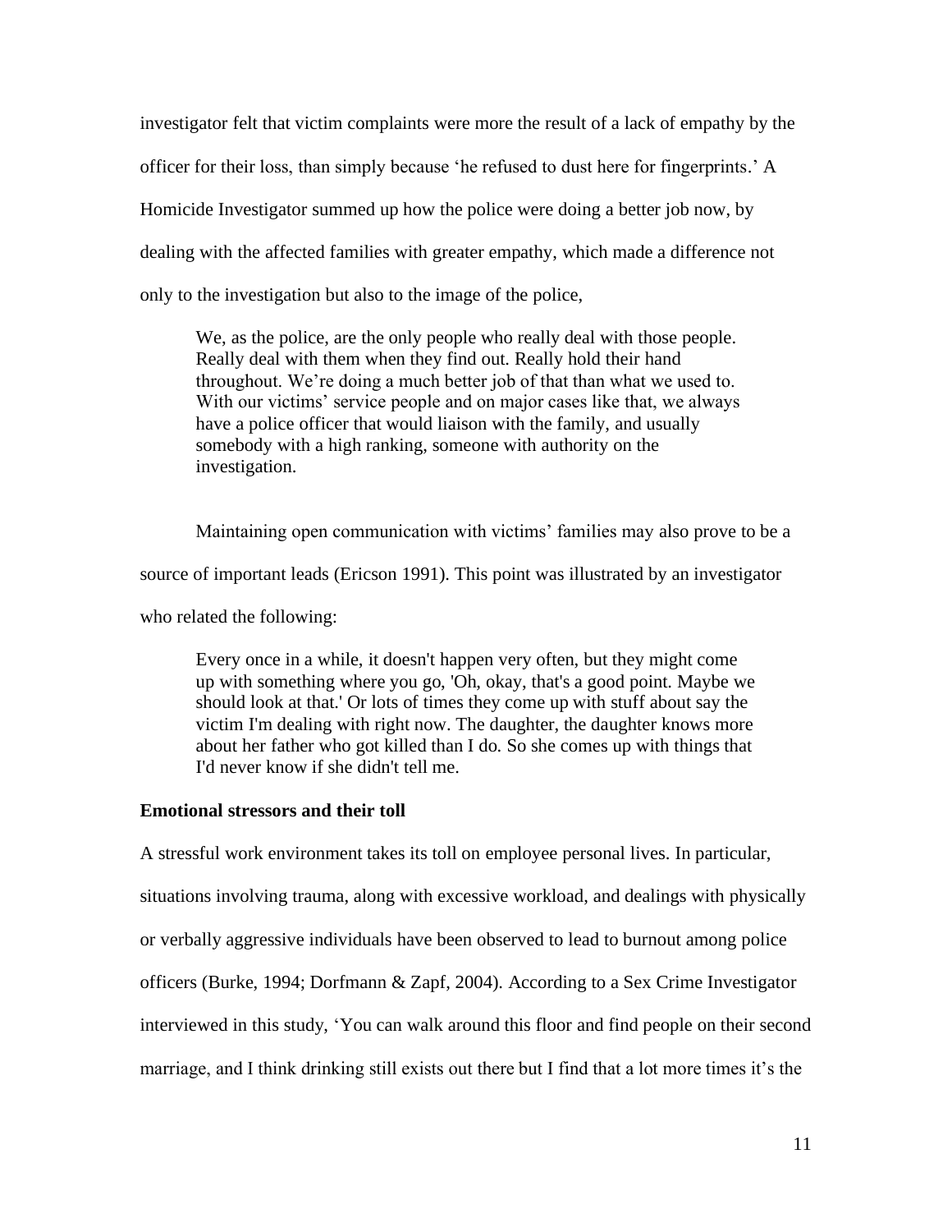investigator felt that victim complaints were more the result of a lack of empathy by the officer for their loss, than simply because 'he refused to dust here for fingerprints.' A Homicide Investigator summed up how the police were doing a better job now, by dealing with the affected families with greater empathy, which made a difference not only to the investigation but also to the image of the police,

> We, as the police, are the only people who really deal with those people. Really deal with them when they find out. Really hold their hand throughout. We're doing a much better job of that than what we used to. With our victims' service people and on major cases like that, we always have a police officer that would liaison with the family, and usually somebody with a high ranking, someone with authority on the investigation.

Maintaining open communication with victims' families may also prove to be a source of important leads (Ericson 1991). This point was illustrated by an investigator who related the following:

> Every once in a while, it doesn't happen very often, but they might come up with something where you go, 'Oh, okay, that's a good point. Maybe we should look at that.' Or lots of times they come up with stuff about say the victim I'm dealing with right now. The daughter, the daughter knows more about her father who got killed than I do. So she comes up with things that I'd never know if she didn't tell me.

**Emotional stressors and their toll**

A stressful work environment takes its toll on employee personal lives. In particular, situations involving trauma, along with excessive workload, and dealings with physically or verbally aggressive individuals have been observed to lead to burnout among police officers (Burke, 1994; Dorfmann & Zapf, 2004). According to a Sex Crime Investigator interviewed in this study, 'You can walk around this floor and find people on their second marriage, and I think drinking still exists out there but I find that a lot more times it's the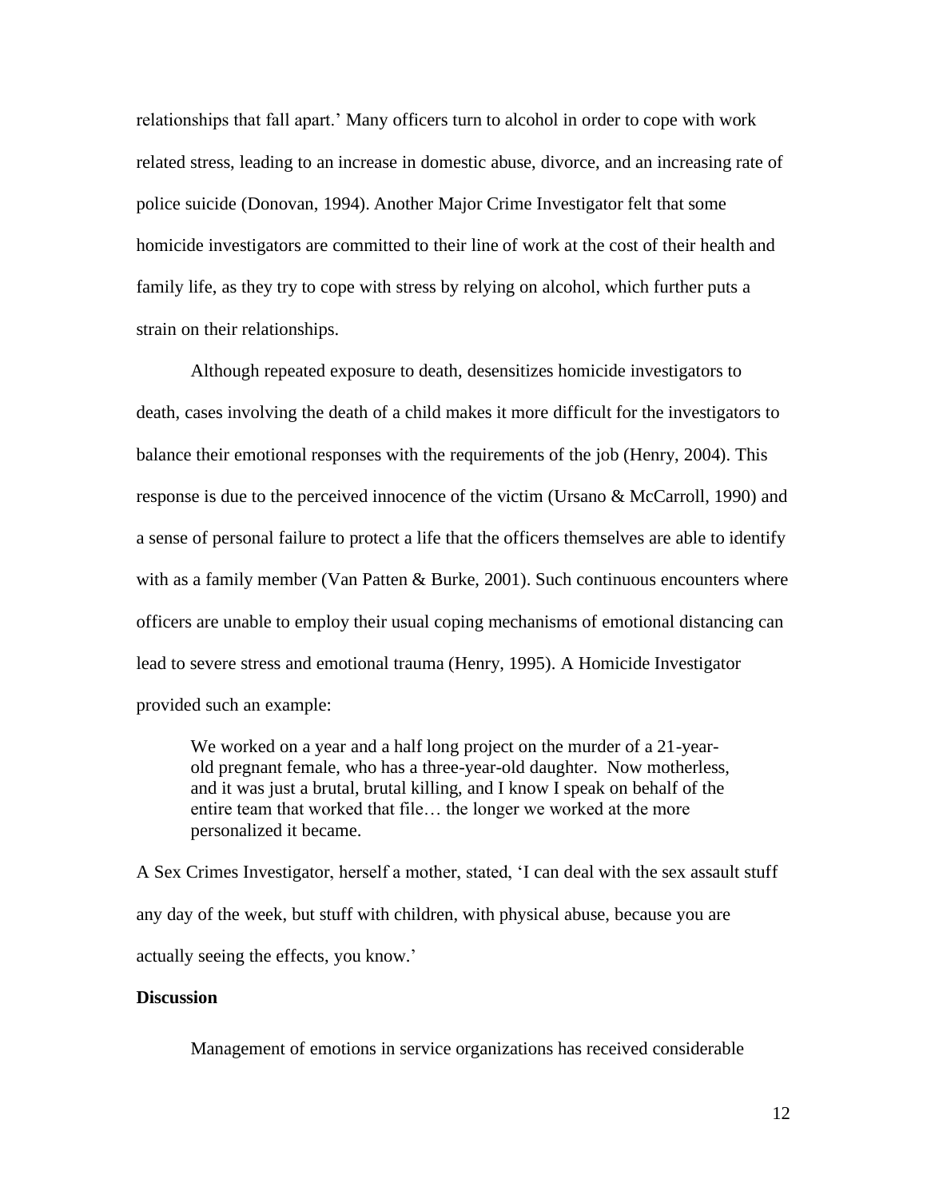relationships that fall apart.' Many officers turn to alcohol in order to cope with work related stress, leading to an increase in domestic abuse, divorce, and an increasing rate of police suicide (Donovan, 1994). Another Major Crime Investigator felt that some homicide investigators are committed to their line of work at the cost of their health and family life, as they try to cope with stress by relying on alcohol, which further puts a strain on their relationships.

Although repeated exposure to death, desensitizes homicide investigators to death, cases involving the death of a child makes it more difficult for the investigators to balance their emotional responses with the requirements of the job (Henry, 2004). This response is due to the perceived innocence of the victim (Ursano & McCarroll, 1990) and a sense of personal failure to protect a life that the officers themselves are able to identify with as a family member (Van Patten & Burke, 2001). Such continuous encounters where officers are unable to employ their usual coping mechanisms of emotional distancing can lead to severe stress and emotional trauma (Henry, 1995). A Homicide Investigator provided such an example:

> We worked on a year and a half long project on the murder of a 21-year-old pregnant female, who has a three-year-old daughter. Now motherless, and it was just a brutal, brutal killing, and I know I speak on behalf of the entire team that worked that file… the longer we worked at the more personalized it became.

A Sex Crimes Investigator, herself a mother, stated, 'I can deal with the sex assault stuff any day of the week, but stuff with children, with physical abuse, because you are actually seeing the effects, you know.'

**Discussion**

Management of emotions in service organizations has received considerable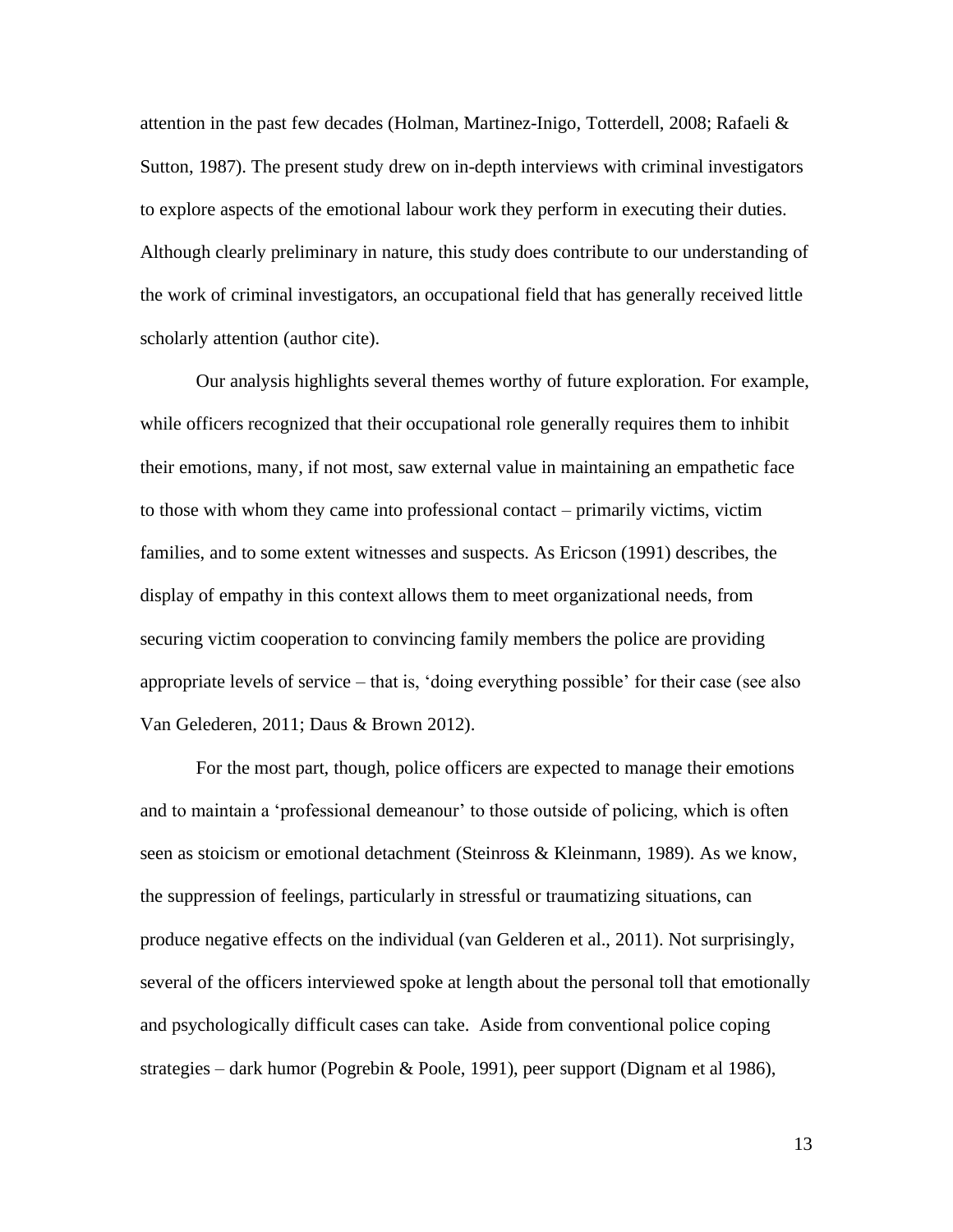attention in the past few decades (Holman, Martinez-Inigo, Totterdell, 2008; Rafaeli & Sutton, 1987). The present study drew on in-depth interviews with criminal investigators to explore aspects of the emotional labour work they perform in executing their duties. Although clearly preliminary in nature, this study does contribute to our understanding of the work of criminal investigators, an occupational field that has generally received little scholarly attention (author cite).

Our analysis highlights several themes worthy of future exploration. For example, while officers recognized that their occupational role generally requires them to inhibit their emotions, many, if not most, saw external value in maintaining an empathetic face to those with whom they came into professional contact – primarily victims, victim families, and to some extent witnesses and suspects. As Ericson (1991) describes, the display of empathy in this context allows them to meet organizational needs, from securing victim cooperation to convincing family members the police are providing appropriate levels of service – that is, 'doing everything possible' for their case (see also Van Gelederen, 2011; Daus & Brown 2012).

For the most part, though, police officers are expected to manage their emotions and to maintain a 'professional demeanour' to those outside of policing, which is often seen as stoicism or emotional detachment (Steinross & Kleinmann, 1989). As we know, the suppression of feelings, particularly in stressful or traumatizing situations, can produce negative effects on the individual (van Gelderen et al., 2011). Not surprisingly, several of the officers interviewed spoke at length about the personal toll that emotionally and psychologically difficult cases can take. Aside from conventional police coping strategies – dark humor (Pogrebin & Poole, 1991), peer support (Dignam et al 1986),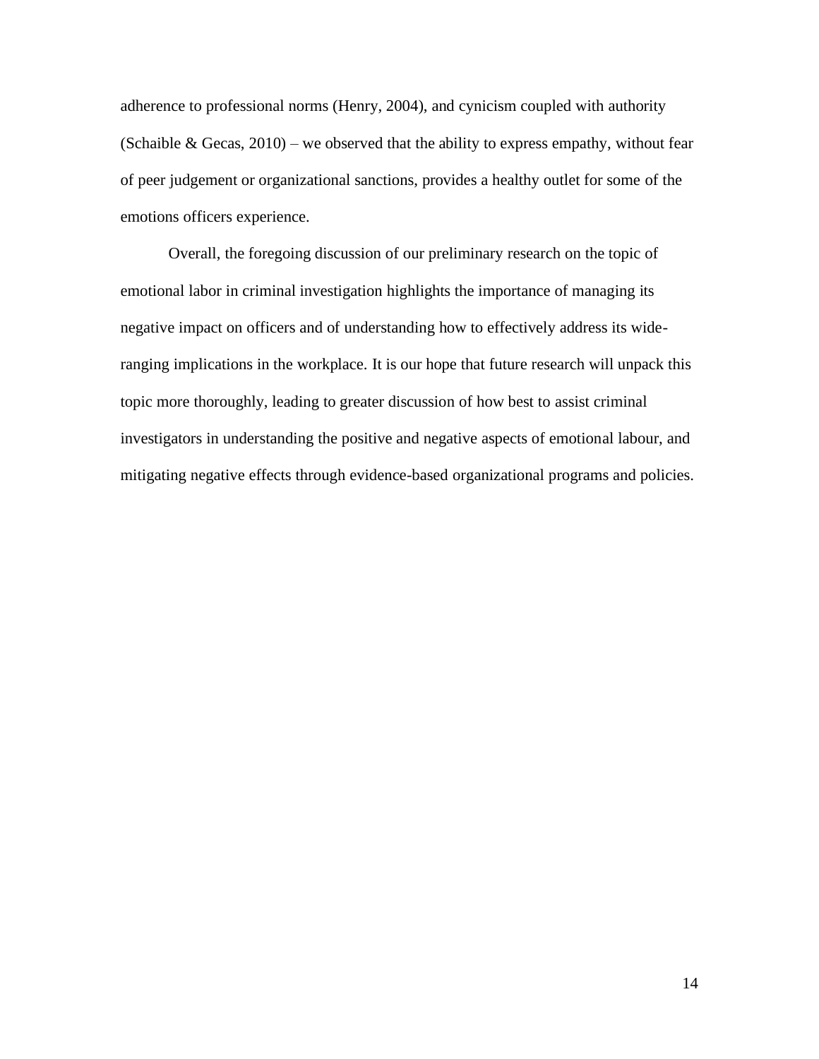adherence to professional norms (Henry, 2004), and cynicism coupled with authority (Schaible & Gecas, 2010) – we observed that the ability to express empathy, without fear of peer judgement or organizational sanctions, provides a healthy outlet for some of the emotions officers experience.

Overall, the foregoing discussion of our preliminary research on the topic of emotional labor in criminal investigation highlights the importance of managing its negative impact on officers and of understanding how to effectively address its wide-ranging implications in the workplace. It is our hope that future research will unpack this topic more thoroughly, leading to greater discussion of how best to assist criminal investigators in understanding the positive and negative aspects of emotional labour, and mitigating negative effects through evidence-based organizational programs and policies.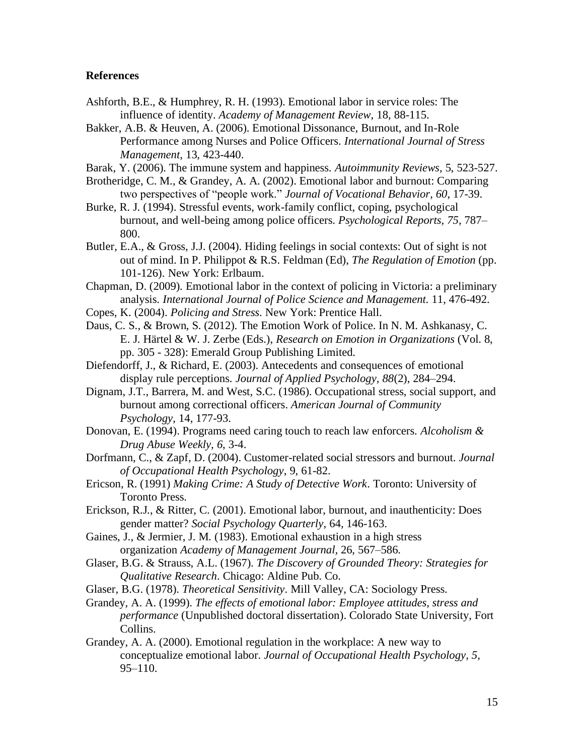**References**

Ashforth, B.E., & Humphrey, R. H. (1993). Emotional labor in service roles: The influence of identity. *Academy of Management Review*, 18, 88-115.

Bakker, A.B. & Heuven, A. (2006). Emotional Dissonance, Burnout, and In-Role Performance among Nurses and Police Officers. *International Journal of Stress Management*, 13, 423-440.

Barak, Y. (2006). The immune system and happiness. *Autoimmunity Reviews*, 5, 523-527.

Brotheridge, C. M., & Grandey, A. A. (2002). Emotional labor and burnout: Comparing two perspectives of "people work." *Journal of Vocational Behavior*, *60*, 17-39.

Burke, R. J. (1994). Stressful events, work-family conflict, coping, psychological burnout, and well-being among police officers. *Psychological Reports*, *75*, 787–800.

Butler, E.A., & Gross, J.J. (2004). Hiding feelings in social contexts: Out of sight is not out of mind. In P. Philippot & R.S. Feldman (Ed), *The Regulation of Emotion* (pp. 101-126). New York: Erlbaum.

Chapman, D. (2009). Emotional labor in the context of policing in Victoria: a preliminary analysis. *International Journal of Police Science and Management.* 11, 476-492.

Copes, K. (2004). *Policing and Stress*. New York: Prentice Hall.

Daus, C. S., & Brown, S. (2012). The Emotion Work of Police. In N. M. Ashkanasy, C. E. J. Härtel & W. J. Zerbe (Eds.), *Research on Emotion in Organizations* (Vol. 8, pp. 305 - 328): Emerald Group Publishing Limited.

Diefendorff, J., & Richard, E. (2003). Antecedents and consequences of emotional display rule perceptions. *Journal of Applied Psychology, 88*(2), 284–294.

Dignam, J.T., Barrera, M. and West, S.C. (1986). Occupational stress, social support, and burnout among correctional officers. *American Journal of Community Psychology*, 14, 177-93.

Donovan, E. (1994). Programs need caring touch to reach law enforcers. *Alcoholism & Drug Abuse Weekly*, *6*, 3-4.

Dorfmann, C., & Zapf, D. (2004). Customer-related social stressors and burnout. *Journal of Occupational Health Psychology*, 9, 61-82.

Ericson, R. (1991) *Making Crime: A Study of Detective Work*. Toronto: University of Toronto Press.

Erickson, R.J., & Ritter, C. (2001). Emotional labor, burnout, and inauthenticity: Does gender matter? *Social Psychology Quarterly*, 64, 146-163.

Gaines, J., & Jermier, J. M. (1983). Emotional exhaustion in a high stress organization *Academy of Management Journal*, 26, 567–586.

Glaser, B.G. & Strauss, A.L. (1967). *The Discovery of Grounded Theory: Strategies for Qualitative Research*. Chicago: Aldine Pub. Co.

Glaser, B.G. (1978). *Theoretical Sensitivity*. Mill Valley, CA: Sociology Press.

Grandey, A. A. (1999). *The effects of emotional labor: Employee attitudes, stress and performance* (Unpublished doctoral dissertation). Colorado State University, Fort Collins.

Grandey, A. A. (2000). Emotional regulation in the workplace: A new way to conceptualize emotional labor. *Journal of Occupational Health Psychology, 5*, 95–110.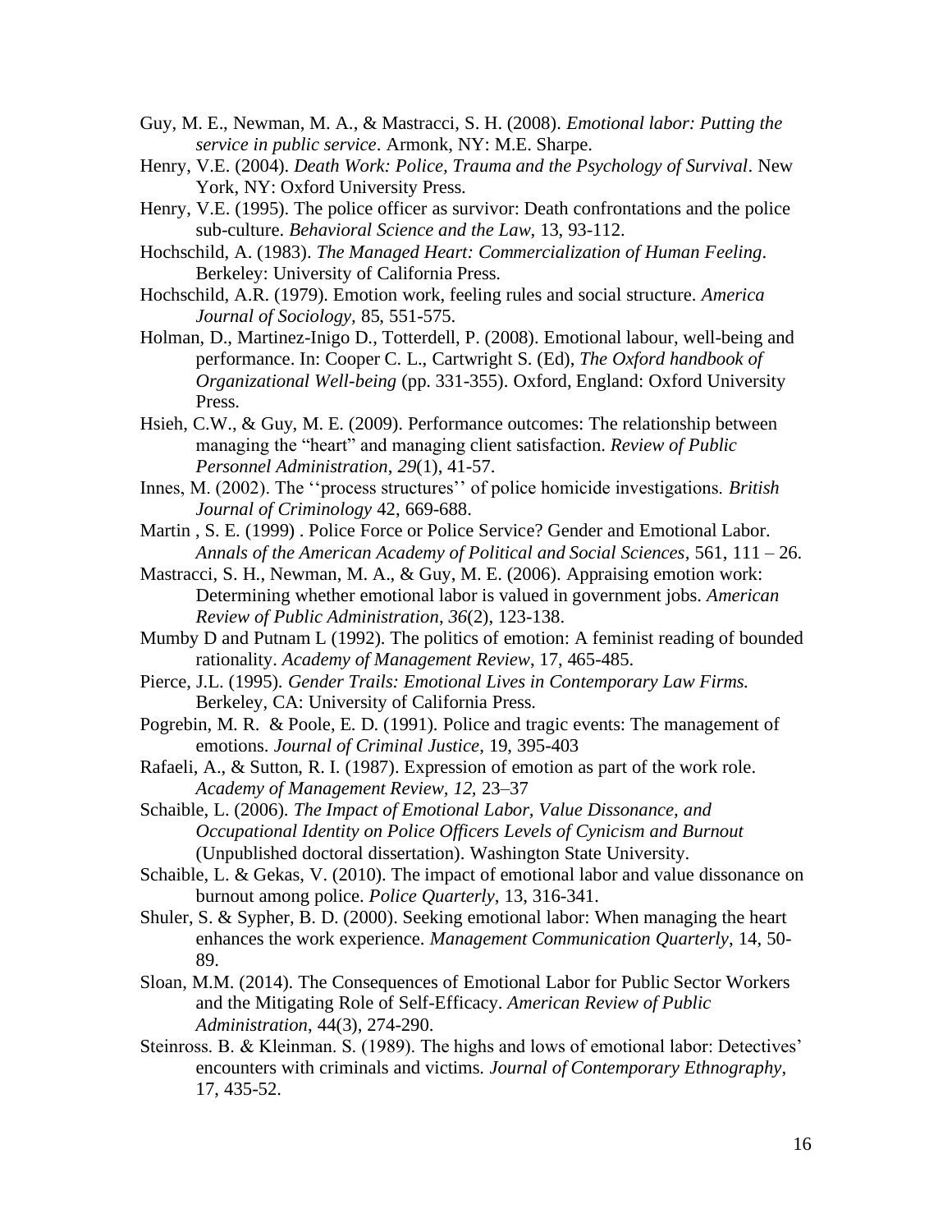Guy, M. E., Newman, M. A., & Mastracci, S. H. (2008). *Emotional labor: Putting the service in public service*. Armonk, NY: M.E. Sharpe.

Henry, V.E. (2004). *Death Work: Police, Trauma and the Psychology of Survival*. New York, NY: Oxford University Press.

Henry, V.E. (1995). The police officer as survivor: Death confrontations and the police sub-culture. *Behavioral Science and the Law*, 13, 93-112.

Hochschild, A. (1983). *The Managed Heart: Commercialization of Human Feeling*. Berkeley: University of California Press.

Hochschild, A.R. (1979). Emotion work, feeling rules and social structure. *America Journal of Sociology,* 85, 551-575.

Holman, D., Martinez-Inigo D., Totterdell, P. (2008). Emotional labour, well-being and performance. In: Cooper C. L., Cartwright S. (Ed), *The Oxford handbook of Organizational Well-being* (pp. 331-355). Oxford, England: Oxford University Press.

Hsieh, C.W., & Guy, M. E. (2009). Performance outcomes: The relationship between managing the "heart" and managing client satisfaction. *Review of Public Personnel Administration*, *29*(1), 41-57.

Innes, M. (2002). The ''process structures'' of police homicide investigations. *British Journal of Criminology* 42, 669-688.

Martin , S. E. (1999) . Police Force or Police Service? Gender and Emotional Labor. *Annals of the American Academy of Political and Social Sciences*, 561, 111 – 26.

Mastracci, S. H., Newman, M. A., & Guy, M. E. (2006). Appraising emotion work: Determining whether emotional labor is valued in government jobs. *American Review of Public Administration*, *36*(2), 123-138.

Mumby D and Putnam L (1992). The politics of emotion: A feminist reading of bounded rationality. *Academy of Management Review*, 17, 465-485.

Pierce, J.L. (1995). *Gender Trails: Emotional Lives in Contemporary Law Firms.* Berkeley, CA: University of California Press.

Pogrebin, M. R. & Poole, E. D. (1991). Police and tragic events: The management of emotions. *Journal of Criminal Justice*, 19, 395-403

Rafaeli, A., & Sutton, R. I. (1987). Expression of emotion as part of the work role. *Academy of Management Review*, *12*, 23–37

Schaible, L. (2006). *The Impact of Emotional Labor, Value Dissonance, and Occupational Identity on Police Officers Levels of Cynicism and Burnout* (Unpublished doctoral dissertation). Washington State University.

Schaible, L. & Gekas, V. (2010). The impact of emotional labor and value dissonance on burnout among police. *Police Quarterly*, 13, 316-341.

Shuler, S. & Sypher, B. D. (2000). Seeking emotional labor: When managing the heart enhances the work experience. *Management Communication Quarterly*, 14, 50-89.

Sloan, M.M. (2014). The Consequences of Emotional Labor for Public Sector Workers and the Mitigating Role of Self-Efficacy. *American Review of Public Administration*, 44(3), 274-290.

Steinross. B. & Kleinman. S. (1989). The highs and lows of emotional labor: Detectives' encounters with criminals and victims. *Journal of Contemporary Ethnography*, 17, 435-52.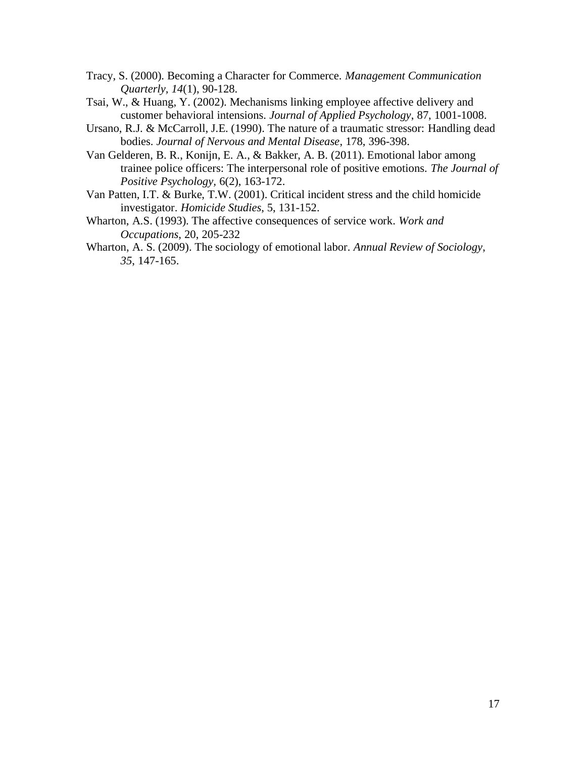Tracy, S. (2000). Becoming a Character for Commerce. *Management Communication Quarterly, 14*(1), 90-128.

Tsai, W., & Huang, Y. (2002). Mechanisms linking employee affective delivery and customer behavioral intensions. *Journal of Applied Psychology*, 87, 1001-1008.

Ursano, R.J. & McCarroll, J.E. (1990). The nature of a traumatic stressor: Handling dead bodies. *Journal of Nervous and Mental Disease*, 178, 396-398.

Van Gelderen, B. R., Konijn, E. A., & Bakker, A. B. (2011). Emotional labor among trainee police officers: The interpersonal role of positive emotions. *The Journal of Positive Psychology*, 6(2), 163-172.

Van Patten, I.T. & Burke, T.W. (2001). Critical incident stress and the child homicide investigator. *Homicide Studies*, 5, 131-152.

Wharton, A.S. (1993). The affective consequences of service work. *Work and Occupations*, 20, 205-232

Wharton, A. S. (2009). The sociology of emotional labor. *Annual Review of Sociology*, *35*, 147-165.